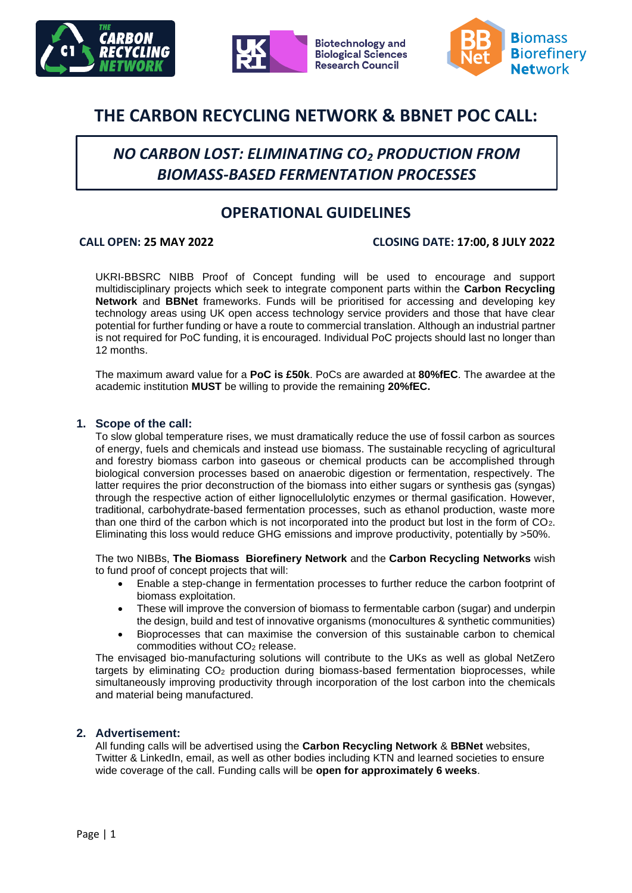# THE CARBON RECYCLING NETWORK & BBNET POC CALL:

## *NO CARBON LOST: ELIMINATING $CO_2$ PRODUCTION FROM BIOMASS-BASED FERMENTATION PROCESSES*

## OPERATIONAL GUIDELINES

**CALL OPEN: 25 MAY 2022** **CLOSING DATE: 17:00, 8 JULY 2022**

UKRI-BBSRC NIBB Proof of Concept funding will be used to encourage and support multidisciplinary projects which seek to integrate component parts within the **Carbon Recycling Network** and **BBNet** frameworks. Funds will be prioritised for accessing and developing key technology areas using UK open access technology service providers and those that have clear potential for further funding or have a route to commercial translation. Although an industrial partner is not required for PoC funding, it is encouraged. Individual PoC projects should last no longer than 12 months.

The maximum award value for a **PoC is £50k**. PoCs are awarded at **80%fEC**. The awardee at the academic institution **MUST** be willing to provide the remaining **20%fEC.**

### 1. Scope of the call:

To slow global temperature rises, we must dramatically reduce the use of fossil carbon as sources of energy, fuels and chemicals and instead use biomass. The sustainable recycling of agricultural and forestry biomass carbon into gaseous or chemical products can be accomplished through biological conversion processes based on anaerobic digestion or fermentation, respectively. The latter requires the prior deconstruction of the biomass into either sugars or synthesis gas (syngas) through the respective action of either lignocellulolytic enzymes or thermal gasification. However, traditional, carbohydrate-based fermentation processes, such as ethanol production, waste more than one third of the carbon which is not incorporated into the product but lost in the form of $CO_2$. Eliminating this loss would reduce GHG emissions and improve productivity, potentially by >50%.

The two NIBBs, **The Biomass Biorefinery Network** and the **Carbon Recycling Networks** wish to fund proof of concept projects that will:

- Enable a step-change in fermentation processes to further reduce the carbon footprint of biomass exploitation.
- These will improve the conversion of biomass to fermentable carbon (sugar) and underpin the design, build and test of innovative organisms (monocultures & synthetic communities)
- Bioprocesses that can maximise the conversion of this sustainable carbon to chemical commodities without $CO_2$ release.

The envisaged bio-manufacturing solutions will contribute to the UKs as well as global NetZero targets by eliminating $CO_2$ production during biomass-based fermentation bioprocesses, while simultaneously improving productivity through incorporation of the lost carbon into the chemicals and material being manufactured.

### 2. Advertisement:

All funding calls will be advertised using the **Carbon Recycling Network** & **BBNet** websites, Twitter & LinkedIn, email, as well as other bodies including KTN and learned societies to ensure wide coverage of the call. Funding calls will be **open for approximately 6 weeks**.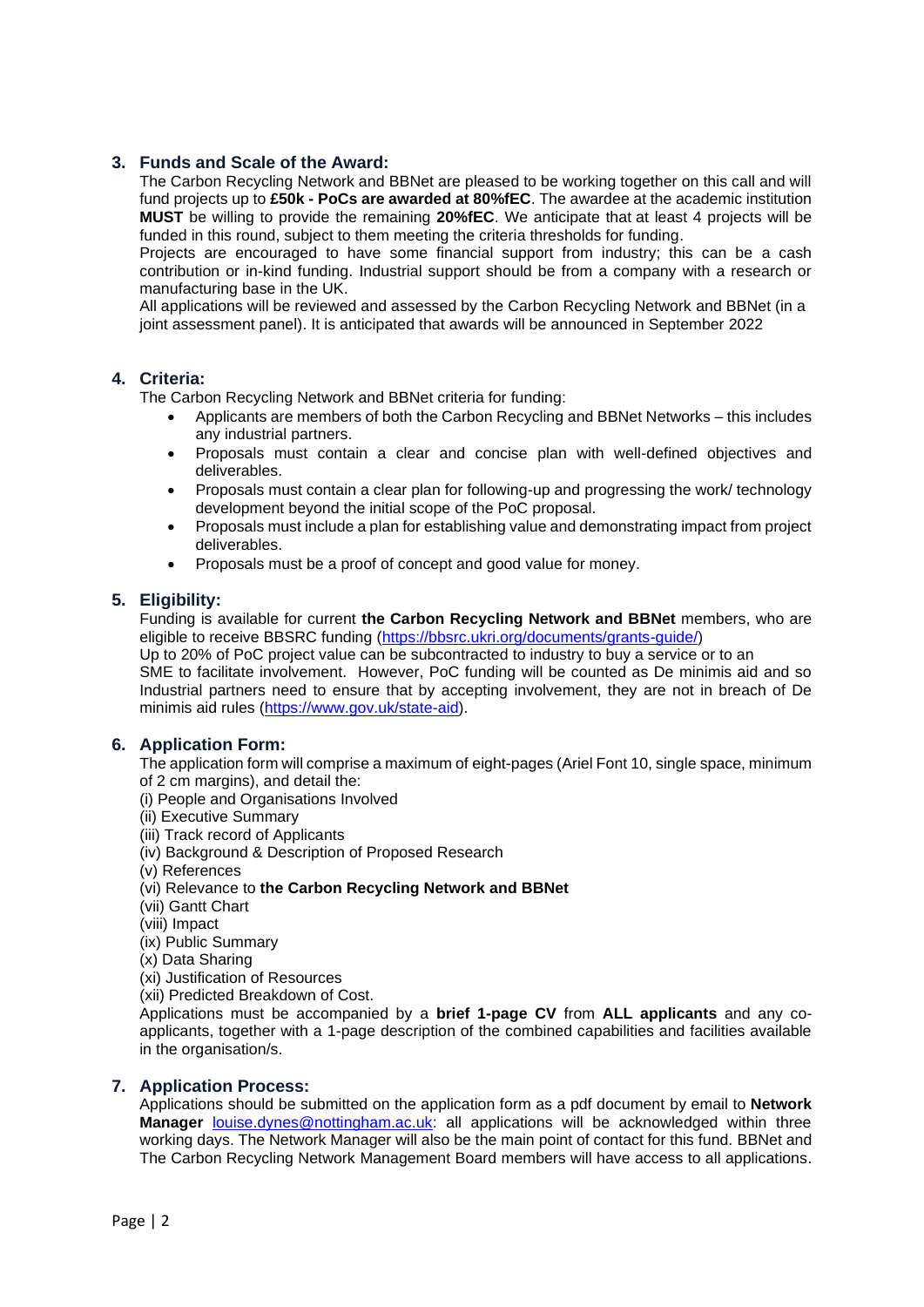## 3. Funds and Scale of the Award:

The Carbon Recycling Network and BBNet are pleased to be working together on this call and will fund projects up to **£50k - PoCs are awarded at 80%fEC**. The awardee at the academic institution **MUST** be willing to provide the remaining **20%fEC**. We anticipate that at least 4 projects will be funded in this round, subject to them meeting the criteria thresholds for funding.

Projects are encouraged to have some financial support from industry; this can be a cash contribution or in-kind funding. Industrial support should be from a company with a research or manufacturing base in the UK.

All applications will be reviewed and assessed by the Carbon Recycling Network and BBNet (in a joint assessment panel). It is anticipated that awards will be announced in September 2022

## 4. Criteria:

The Carbon Recycling Network and BBNet criteria for funding:

- Applicants are members of both the Carbon Recycling and BBNet Networks – this includes any industrial partners.
- Proposals must contain a clear and concise plan with well-defined objectives and deliverables.
- Proposals must contain a clear plan for following-up and progressing the work/ technology development beyond the initial scope of the PoC proposal.
- Proposals must include a plan for establishing value and demonstrating impact from project deliverables.
- Proposals must be a proof of concept and good value for money.

## 5. Eligibility:

Funding is available for current **the Carbon Recycling Network and BBNet** members, who are eligible to receive BBSRC funding (https://bbsrc.ukri.org/documents/grants-guide/)

Up to 20% of PoC project value can be subcontracted to industry to buy a service or to an SME to facilitate involvement. However, PoC funding will be counted as De minimis aid and so Industrial partners need to ensure that by accepting involvement, they are not in breach of De minimis aid rules (https://www.gov.uk/state-aid).

## 6. Application Form:

The application form will comprise a maximum of eight-pages (Ariel Font 10, single space, minimum of 2 cm margins), and detail the:

(i) People and Organisations Involved
(ii) Executive Summary
(iii) Track record of Applicants
(iv) Background & Description of Proposed Research
(v) References
(vi) Relevance to **the Carbon Recycling Network and BBNet**
(vii) Gantt Chart
(viii) Impact
(ix) Public Summary
(x) Data Sharing
(xi) Justification of Resources
(xii) Predicted Breakdown of Cost.

Applications must be accompanied by a **brief 1-page CV** from **ALL applicants** and any co-applicants, together with a 1-page description of the combined capabilities and facilities available in the organisation/s.

## 7. Application Process:

Applications should be submitted on the application form as a pdf document by email to **Network Manager** louise.dynes@nottingham.ac.uk: all applications will be acknowledged within three working days. The Network Manager will also be the main point of contact for this fund. BBNet and The Carbon Recycling Network Management Board members will have access to all applications.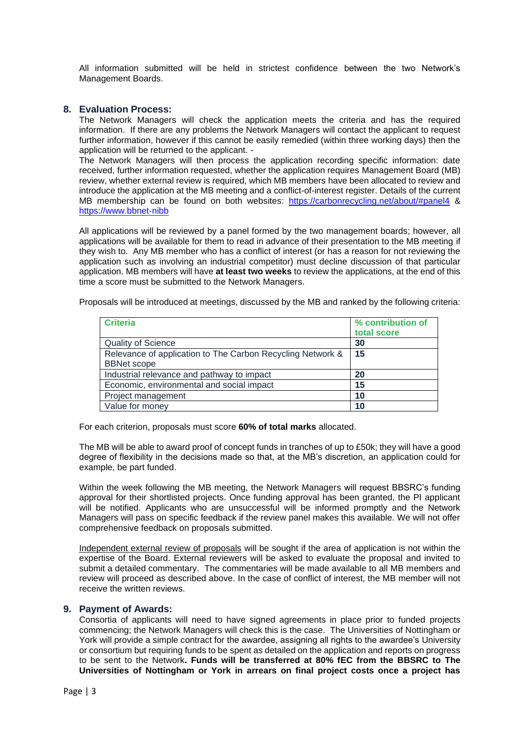All information submitted will be held in strictest confidence between the two Network's Management Boards.

## 8. Evaluation Process:

The Network Managers will check the application meets the criteria and has the required information. If there are any problems the Network Managers will contact the applicant to request further information, however if this cannot be easily remedied (within three working days) then the application will be returned to the applicant. -

The Network Managers will then process the application recording specific information: date received, further information requested, whether the application requires Management Board (MB) review, whether external review is required, which MB members have been allocated to review and introduce the application at the MB meeting and a conflict-of-interest register. Details of the current MB membership can be found on both websites: https://carbonrecycling.net/about/#panel4 & https://www.bbnet-nibb

All applications will be reviewed by a panel formed by the two management boards; however, all applications will be available for them to read in advance of their presentation to the MB meeting if they wish to. Any MB member who has a conflict of interest (or has a reason for not reviewing the application such as involving an industrial competitor) must decline discussion of that particular application. MB members will have **at least two weeks** to review the applications, at the end of this time a score must be submitted to the Network Managers.

Proposals will be introduced at meetings, discussed by the MB and ranked by the following criteria:

| Criteria | % contribution of total score |
|---|---|
| Quality of Science | **30** |
| Relevance of application to The Carbon Recycling Network & BBNet scope | **15** |
| Industrial relevance and pathway to impact | **20** |
| Economic, environmental and social impact | **15** |
| Project management | **10** |
| Value for money | **10** |

For each criterion, proposals must score **60% of total marks** allocated.

The MB will be able to award proof of concept funds in tranches of up to £50k; they will have a good degree of flexibility in the decisions made so that, at the MB's discretion, an application could for example, be part funded.

Within the week following the MB meeting, the Network Managers will request BBSRC's funding approval for their shortlisted projects. Once funding approval has been granted, the PI applicant will be notified. Applicants who are unsuccessful will be informed promptly and the Network Managers will pass on specific feedback if the review panel makes this available. We will not offer comprehensive feedback on proposals submitted.

Independent external review of proposals will be sought if the area of application is not within the expertise of the Board. External reviewers will be asked to evaluate the proposal and invited to submit a detailed commentary. The commentaries will be made available to all MB members and review will proceed as described above. In the case of conflict of interest, the MB member will not receive the written reviews.

## 9. Payment of Awards:

Consortia of applicants will need to have signed agreements in place prior to funded projects commencing; the Network Managers will check this is the case. The Universities of Nottingham or York will provide a simple contract for the awardee, assigning all rights to the awardee's University or consortium but requiring funds to be spent as detailed on the application and reports on progress to be sent to the Network**. Funds will be transferred at 80% fEC from the BBSRC to The Universities of Nottingham or York in arrears on final project costs once a project has**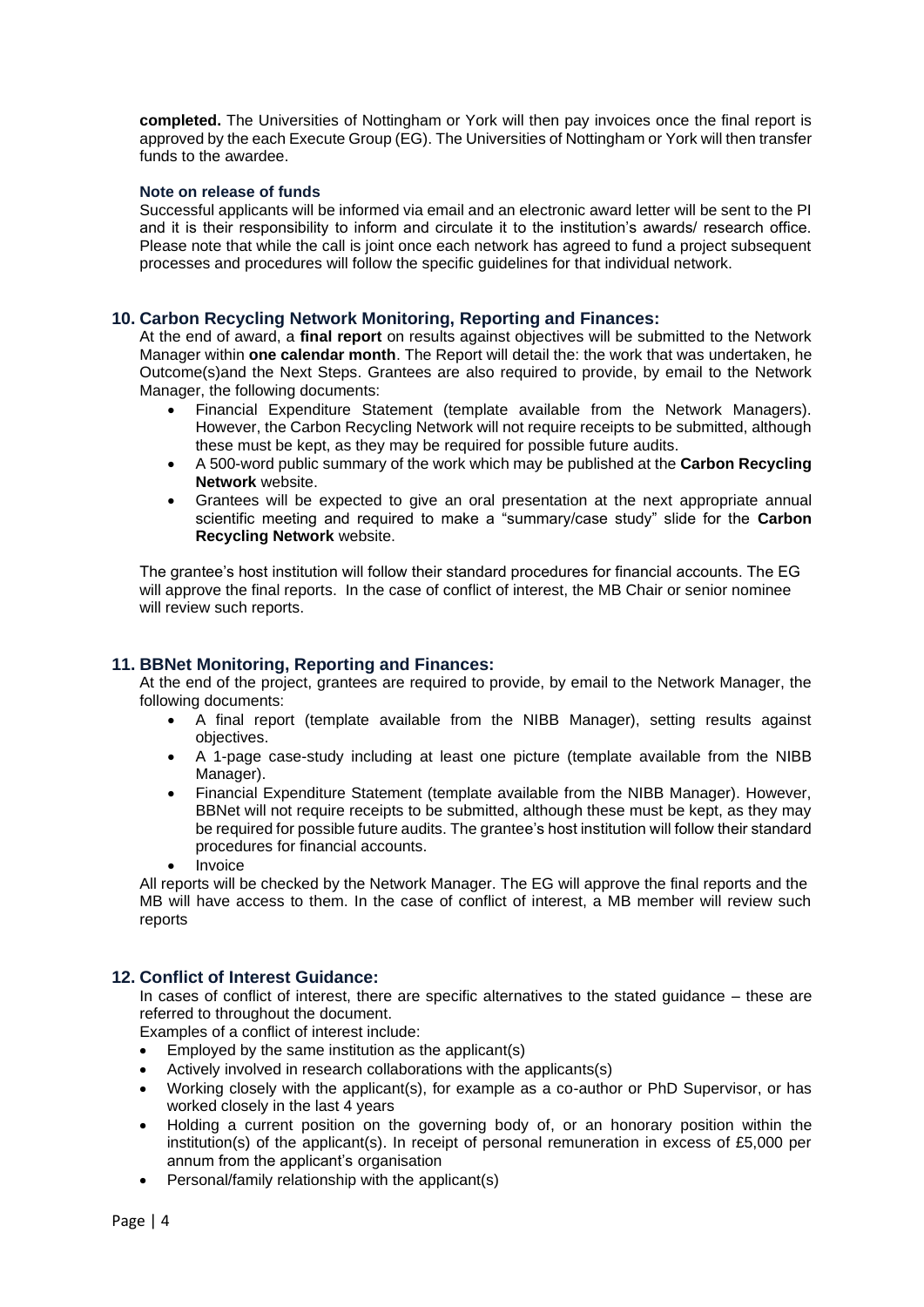**completed.** The Universities of Nottingham or York will then pay invoices once the final report is approved by the each Execute Group (EG). The Universities of Nottingham or York will then transfer funds to the awardee.

#### Note on release of funds

Successful applicants will be informed via email and an electronic award letter will be sent to the PI and it is their responsibility to inform and circulate it to the institution's awards/ research office. Please note that while the call is joint once each network has agreed to fund a project subsequent processes and procedures will follow the specific guidelines for that individual network.

### 10. Carbon Recycling Network Monitoring, Reporting and Finances:

At the end of award, a **final report** on results against objectives will be submitted to the Network Manager within **one calendar month**. The Report will detail the: the work that was undertaken, he Outcome(s)and the Next Steps. Grantees are also required to provide, by email to the Network Manager, the following documents:

- Financial Expenditure Statement (template available from the Network Managers). However, the Carbon Recycling Network will not require receipts to be submitted, although these must be kept, as they may be required for possible future audits.
- A 500-word public summary of the work which may be published at the **Carbon Recycling Network** website.
- Grantees will be expected to give an oral presentation at the next appropriate annual scientific meeting and required to make a "summary/case study" slide for the **Carbon Recycling Network** website.

The grantee's host institution will follow their standard procedures for financial accounts. The EG will approve the final reports. In the case of conflict of interest, the MB Chair or senior nominee will review such reports.

### 11. BBNet Monitoring, Reporting and Finances:

At the end of the project, grantees are required to provide, by email to the Network Manager, the following documents:

- A final report (template available from the NIBB Manager), setting results against objectives.
- A 1-page case-study including at least one picture (template available from the NIBB Manager).
- Financial Expenditure Statement (template available from the NIBB Manager). However, BBNet will not require receipts to be submitted, although these must be kept, as they may be required for possible future audits. The grantee's host institution will follow their standard procedures for financial accounts.
- Invoice

All reports will be checked by the Network Manager. The EG will approve the final reports and the MB will have access to them. In the case of conflict of interest, a MB member will review such reports

### 12. Conflict of Interest Guidance:

In cases of conflict of interest, there are specific alternatives to the stated guidance – these are referred to throughout the document.

Examples of a conflict of interest include:

- Employed by the same institution as the applicant(s)
- Actively involved in research collaborations with the applicants(s)
- Working closely with the applicant(s), for example as a co-author or PhD Supervisor, or has worked closely in the last 4 years
- Holding a current position on the governing body of, or an honorary position within the institution(s) of the applicant(s). In receipt of personal remuneration in excess of £5,000 per annum from the applicant's organisation
- Personal/family relationship with the applicant(s)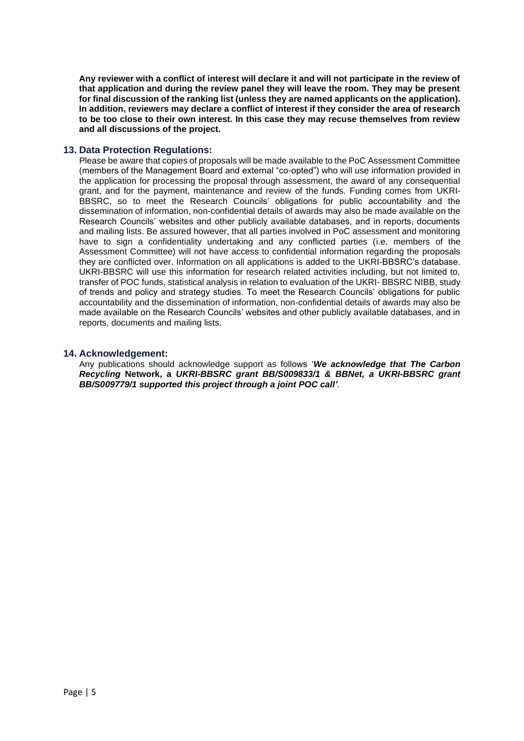**Any reviewer with a conflict of interest will declare it and will not participate in the review of that application and during the review panel they will leave the room. They may be present for final discussion of the ranking list (unless they are named applicants on the application). In addition, reviewers may declare a conflict of interest if they consider the area of research to be too close to their own interest. In this case they may recuse themselves from review and all discussions of the project.**

## 13. Data Protection Regulations:

Please be aware that copies of proposals will be made available to the PoC Assessment Committee (members of the Management Board and external "co-opted") who will use information provided in the application for processing the proposal through assessment, the award of any consequential grant, and for the payment, maintenance and review of the funds. Funding comes from UKRI-BBSRC, so to meet the Research Councils' obligations for public accountability and the dissemination of information, non-confidential details of awards may also be made available on the Research Councils' websites and other publicly available databases, and in reports, documents and mailing lists. Be assured however, that all parties involved in PoC assessment and monitoring have to sign a confidentiality undertaking and any conflicted parties (i.e. members of the Assessment Committee) will not have access to confidential information regarding the proposals they are conflicted over. Information on all applications is added to the UKRI-BBSRC's database. UKRI-BBSRC will use this information for research related activities including, but not limited to, transfer of POC funds, statistical analysis in relation to evaluation of the UKRI- BBSRC NIBB, study of trends and policy and strategy studies. To meet the Research Councils' obligations for public accountability and the dissemination of information, non-confidential details of awards may also be made available on the Research Councils' websites and other publicly available databases, and in reports, documents and mailing lists.

## 14. Acknowledgement:

Any publications should acknowledge support as follows '***We acknowledge that The Carbon Recycling* Network, a *UKRI-BBSRC grant BB/S009833/1 & BBNet, a UKRI-BBSRC grant BB/S009779/1 supported this project through a joint POC call'***.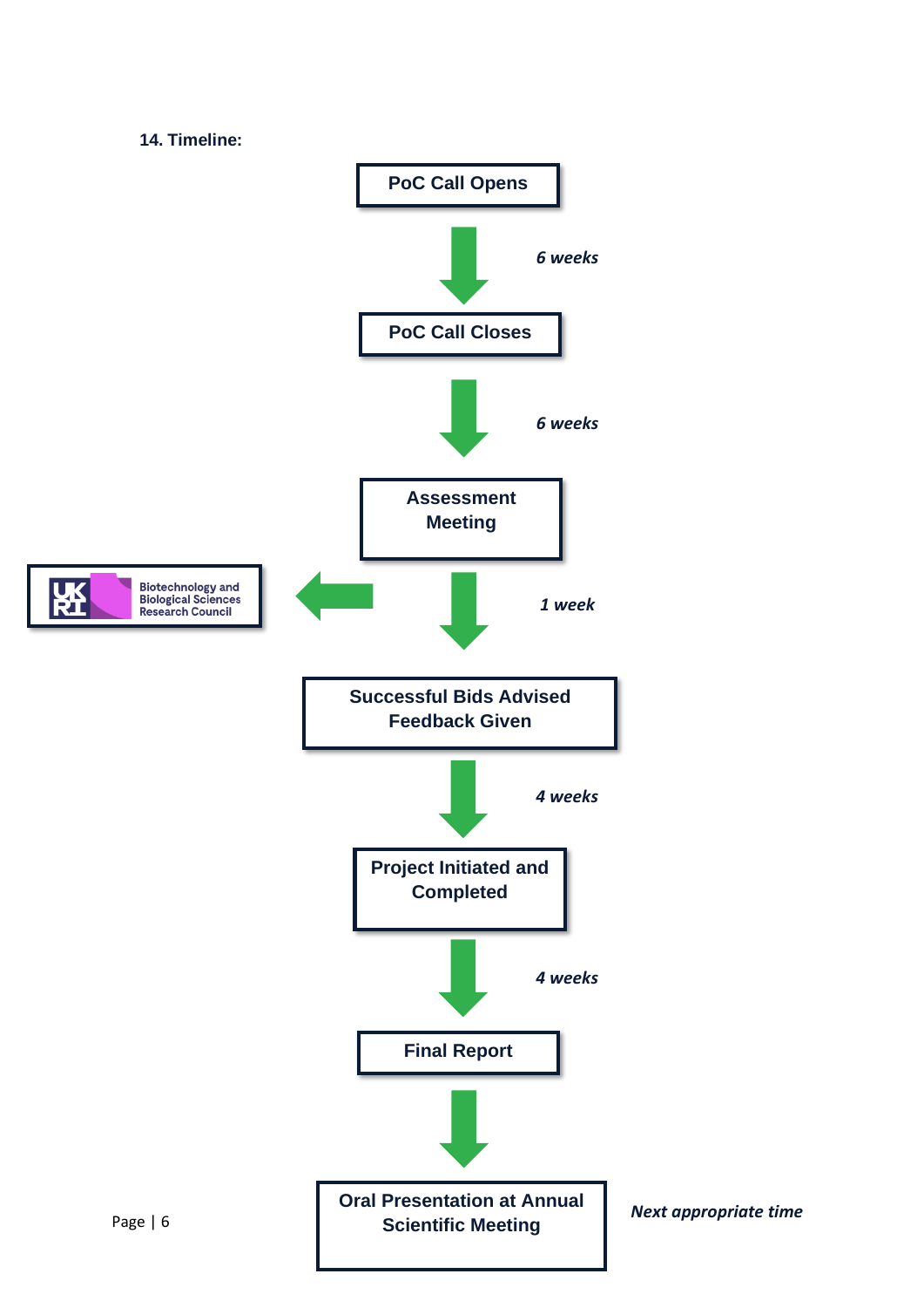**14. Timeline:**

PoC Call Opens

*6 weeks*

PoC Call Closes

*6 weeks*

Assessment Meeting

*1 week*

Biotechnology and Biological Sciences Research Council

Successful Bids Advised Feedback Given

*4 weeks*

Project Initiated and Completed

*4 weeks*

Final Report

Oral Presentation at Annual Scientific Meeting

*Next appropriate time*